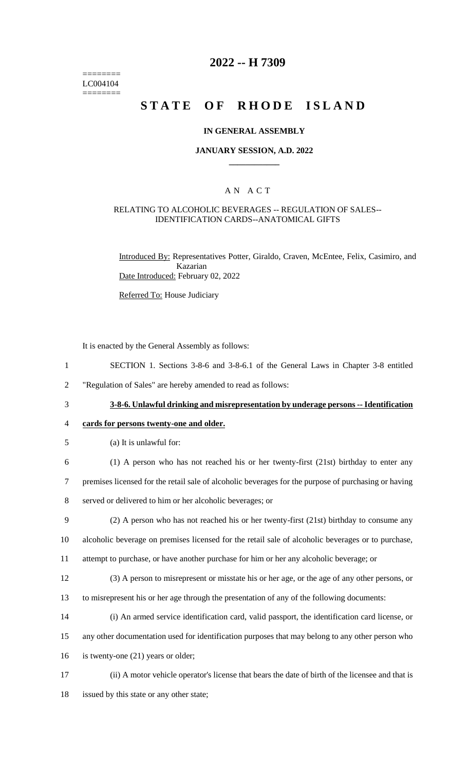========
LC004104
========

# 2022 -- H 7309

# STATE OF RHODE ISLAND

## IN GENERAL ASSEMBLY

### JANUARY SESSION, A.D. 2022

## A N A C T

RELATING TO ALCOHOLIC BEVERAGES -- REGULATION OF SALES--IDENTIFICATION CARDS--ANATOMICAL GIFTS

Introduced By: Representatives Potter, Giraldo, Craven, McEntee, Felix, Casimiro, and Kazarian

Date Introduced: February 02, 2022

Referred To: House Judiciary

It is enacted by the General Assembly as follows:

1 SECTION 1. Sections 3-8-6 and 3-8-6.1 of the General Laws in Chapter 3-8 entitled
2 "Regulation of Sales" are hereby amended to read as follows:

3 **3-8-6. Unlawful drinking and misrepresentation by underage persons -- Identification**
4 **cards for persons twenty-one and older.**

5 (a) It is unlawful for:

6 (1) A person who has not reached his or her twenty-first (21st) birthday to enter any
7 premises licensed for the retail sale of alcoholic beverages for the purpose of purchasing or having
8 served or delivered to him or her alcoholic beverages; or

9 (2) A person who has not reached his or her twenty-first (21st) birthday to consume any
10 alcoholic beverage on premises licensed for the retail sale of alcoholic beverages or to purchase,
11 attempt to purchase, or have another purchase for him or her any alcoholic beverage; or

12 (3) A person to misrepresent or misstate his or her age, or the age of any other persons, or
13 to misrepresent his or her age through the presentation of any of the following documents:

14 (i) An armed service identification card, valid passport, the identification card license, or
15 any other documentation used for identification purposes that may belong to any other person who
16 is twenty-one (21) years or older;

17 (ii) A motor vehicle operator's license that bears the date of birth of the licensee and that is
18 issued by this state or any other state;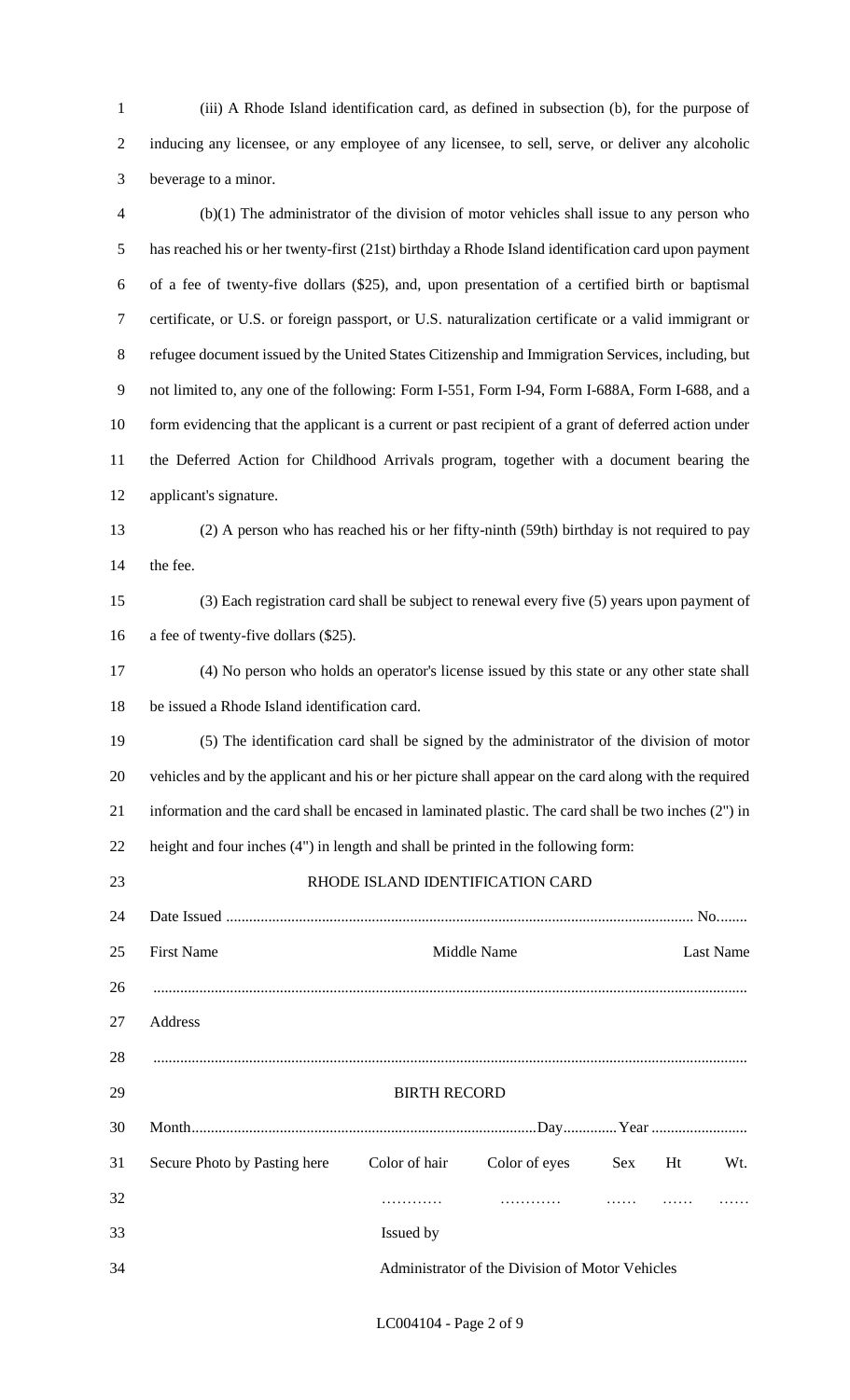(iii) A Rhode Island identification card, as defined in subsection (b), for the purpose of inducing any licensee, or any employee of any licensee, to sell, serve, or deliver any alcoholic beverage to a minor.

(b)(1) The administrator of the division of motor vehicles shall issue to any person who has reached his or her twenty-first (21st) birthday a Rhode Island identification card upon payment of a fee of twenty-five dollars ($25), and, upon presentation of a certified birth or baptismal certificate, or U.S. or foreign passport, or U.S. naturalization certificate or a valid immigrant or refugee document issued by the United States Citizenship and Immigration Services, including, but not limited to, any one of the following: Form I-551, Form I-94, Form I-688A, Form I-688, and a form evidencing that the applicant is a current or past recipient of a grant of deferred action under the Deferred Action for Childhood Arrivals program, together with a document bearing the applicant's signature.

(2) A person who has reached his or her fifty-ninth (59th) birthday is not required to pay the fee.

(3) Each registration card shall be subject to renewal every five (5) years upon payment of a fee of twenty-five dollars ($25).

(4) No person who holds an operator's license issued by this state or any other state shall be issued a Rhode Island identification card.

(5) The identification card shall be signed by the administrator of the division of motor vehicles and by the applicant and his or her picture shall appear on the card along with the required information and the card shall be encased in laminated plastic. The card shall be two inches (2") in height and four inches (4") in length and shall be printed in the following form:

RHODE ISLAND IDENTIFICATION CARD

Date Issued ........................................................................................................ No........

First Name                    Middle Name                    Last Name

..........................................................................................................................................

Address

..........................................................................................................................................

BIRTH RECORD

Month..........................................................................................Day.............Year .........................

Secure Photo by Pasting here    Color of hair    Color of eyes    Sex    Ht    Wt.

…………    …………    ……    ……    ……

Issued by

Administrator of the Division of Motor Vehicles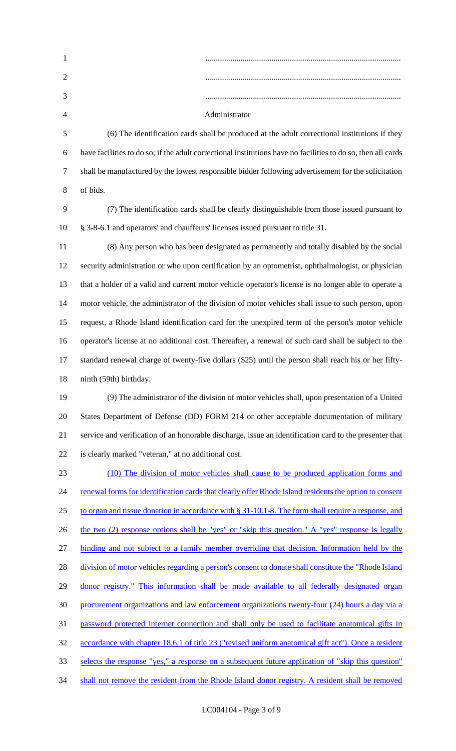..............................................................................................

..............................................................................................

..............................................................................................

Administrator

(6) The identification cards shall be produced at the adult correctional institutions if they have facilities to do so; if the adult correctional institutions have no facilities to do so, then all cards shall be manufactured by the lowest responsible bidder following advertisement for the solicitation of bids.

(7) The identification cards shall be clearly distinguishable from those issued pursuant to § 3-8-6.1 and operators' and chauffeurs' licenses issued pursuant to title 31.

(8) Any person who has been designated as permanently and totally disabled by the social security administration or who upon certification by an optometrist, ophthalmologist, or physician that a holder of a valid and current motor vehicle operator's license is no longer able to operate a motor vehicle, the administrator of the division of motor vehicles shall issue to such person, upon request, a Rhode Island identification card for the unexpired term of the person's motor vehicle operator's license at no additional cost. Thereafter, a renewal of such card shall be subject to the standard renewal charge of twenty-five dollars ($25) until the person shall reach his or her fifty-ninth (59th) birthday.

(9) The administrator of the division of motor vehicles shall, upon presentation of a United States Department of Defense (DD) FORM 214 or other acceptable documentation of military service and verification of an honorable discharge, issue an identification card to the presenter that is clearly marked "veteran," at no additional cost.

(10) The division of motor vehicles shall cause to be produced application forms and renewal forms for identification cards that clearly offer Rhode Island residents the option to consent to organ and tissue donation in accordance with § 31-10.1-8. The form shall require a response, and the two (2) response options shall be "yes" or "skip this question." A "yes" response is legally binding and not subject to a family member overriding that decision. Information held by the division of motor vehicles regarding a person's consent to donate shall constitute the "Rhode Island donor registry." This information shall be made available to all federally designated organ procurement organizations and law enforcement organizations twenty-four (24) hours a day via a password protected Internet connection and shall only be used to facilitate anatomical gifts in accordance with chapter 18.6.1 of title 23 ("revised uniform anatomical gift act"). Once a resident selects the response "yes," a response on a subsequent future application of "skip this question" shall not remove the resident from the Rhode Island donor registry. A resident shall be removed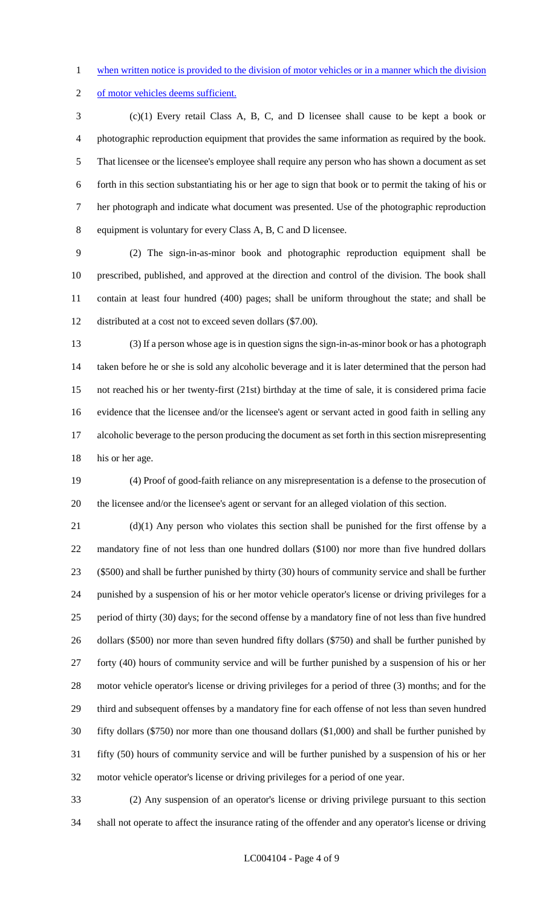when written notice is provided to the division of motor vehicles or in a manner which the division of motor vehicles deems sufficient.

(c)(1) Every retail Class A, B, C, and D licensee shall cause to be kept a book or photographic reproduction equipment that provides the same information as required by the book. That licensee or the licensee's employee shall require any person who has shown a document as set forth in this section substantiating his or her age to sign that book or to permit the taking of his or her photograph and indicate what document was presented. Use of the photographic reproduction equipment is voluntary for every Class A, B, C and D licensee.

(2) The sign-in-as-minor book and photographic reproduction equipment shall be prescribed, published, and approved at the direction and control of the division. The book shall contain at least four hundred (400) pages; shall be uniform throughout the state; and shall be distributed at a cost not to exceed seven dollars ($7.00).

(3) If a person whose age is in question signs the sign-in-as-minor book or has a photograph taken before he or she is sold any alcoholic beverage and it is later determined that the person had not reached his or her twenty-first (21st) birthday at the time of sale, it is considered prima facie evidence that the licensee and/or the licensee's agent or servant acted in good faith in selling any alcoholic beverage to the person producing the document as set forth in this section misrepresenting his or her age.

(4) Proof of good-faith reliance on any misrepresentation is a defense to the prosecution of the licensee and/or the licensee's agent or servant for an alleged violation of this section.

(d)(1) Any person who violates this section shall be punished for the first offense by a mandatory fine of not less than one hundred dollars ($100) nor more than five hundred dollars ($500) and shall be further punished by thirty (30) hours of community service and shall be further punished by a suspension of his or her motor vehicle operator's license or driving privileges for a period of thirty (30) days; for the second offense by a mandatory fine of not less than five hundred dollars ($500) nor more than seven hundred fifty dollars ($750) and shall be further punished by forty (40) hours of community service and will be further punished by a suspension of his or her motor vehicle operator's license or driving privileges for a period of three (3) months; and for the third and subsequent offenses by a mandatory fine for each offense of not less than seven hundred fifty dollars ($750) nor more than one thousand dollars ($1,000) and shall be further punished by fifty (50) hours of community service and will be further punished by a suspension of his or her motor vehicle operator's license or driving privileges for a period of one year.

(2) Any suspension of an operator's license or driving privilege pursuant to this section shall not operate to affect the insurance rating of the offender and any operator's license or driving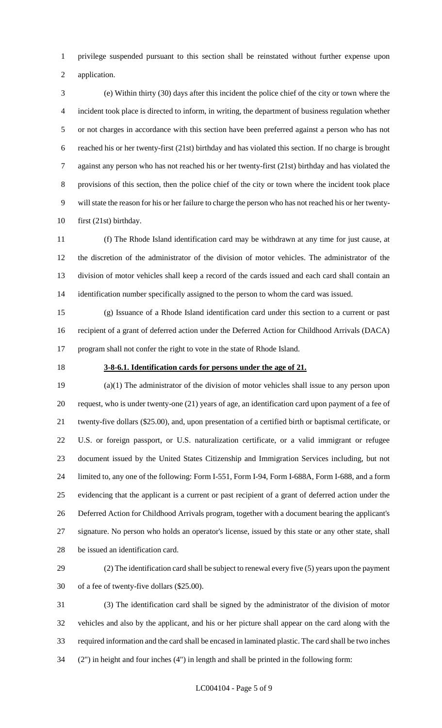privilege suspended pursuant to this section shall be reinstated without further expense upon application.

(e) Within thirty (30) days after this incident the police chief of the city or town where the incident took place is directed to inform, in writing, the department of business regulation whether or not charges in accordance with this section have been preferred against a person who has not reached his or her twenty-first (21st) birthday and has violated this section. If no charge is brought against any person who has not reached his or her twenty-first (21st) birthday and has violated the provisions of this section, then the police chief of the city or town where the incident took place will state the reason for his or her failure to charge the person who has not reached his or her twenty-first (21st) birthday.

(f) The Rhode Island identification card may be withdrawn at any time for just cause, at the discretion of the administrator of the division of motor vehicles. The administrator of the division of motor vehicles shall keep a record of the cards issued and each card shall contain an identification number specifically assigned to the person to whom the card was issued.

(g) Issuance of a Rhode Island identification card under this section to a current or past recipient of a grant of deferred action under the Deferred Action for Childhood Arrivals (DACA) program shall not confer the right to vote in the state of Rhode Island.

**3-8-6.1. Identification cards for persons under the age of 21.**

(a)(1) The administrator of the division of motor vehicles shall issue to any person upon request, who is under twenty-one (21) years of age, an identification card upon payment of a fee of twenty-five dollars ($25.00), and, upon presentation of a certified birth or baptismal certificate, or U.S. or foreign passport, or U.S. naturalization certificate, or a valid immigrant or refugee document issued by the United States Citizenship and Immigration Services including, but not limited to, any one of the following: Form I-551, Form I-94, Form I-688A, Form I-688, and a form evidencing that the applicant is a current or past recipient of a grant of deferred action under the Deferred Action for Childhood Arrivals program, together with a document bearing the applicant's signature. No person who holds an operator's license, issued by this state or any other state, shall be issued an identification card.

(2) The identification card shall be subject to renewal every five (5) years upon the payment of a fee of twenty-five dollars ($25.00).

(3) The identification card shall be signed by the administrator of the division of motor vehicles and also by the applicant, and his or her picture shall appear on the card along with the required information and the card shall be encased in laminated plastic. The card shall be two inches (2") in height and four inches (4") in length and shall be printed in the following form: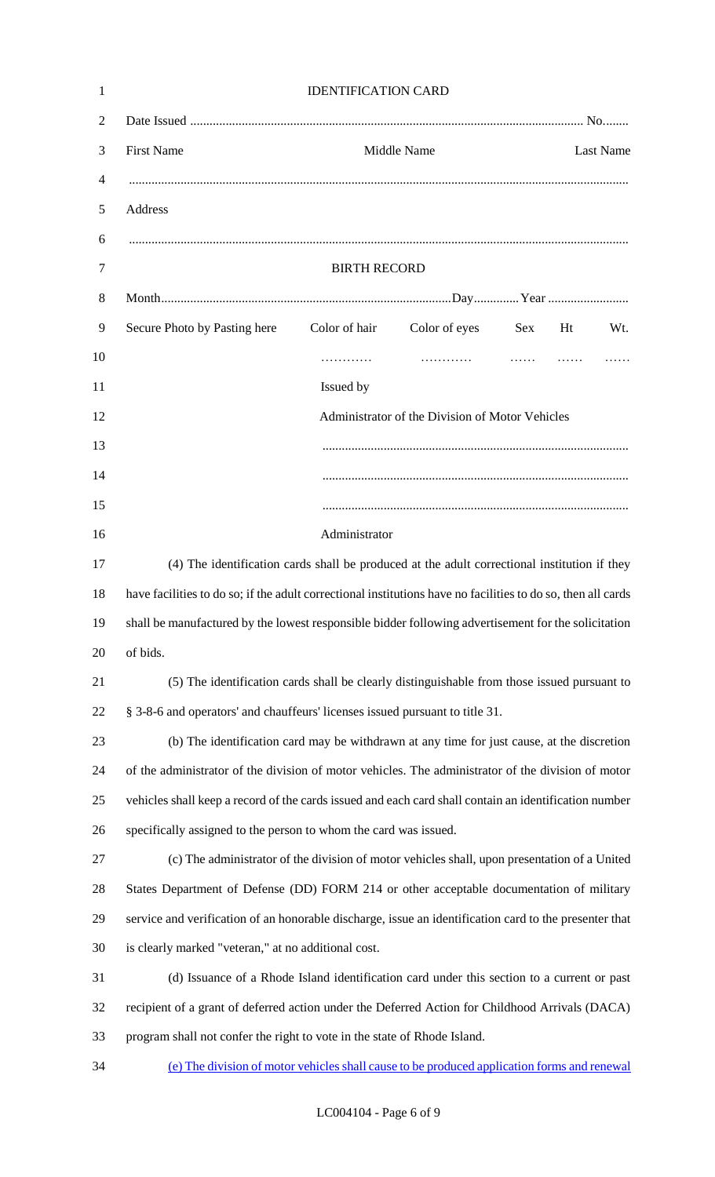IDENTIFICATION CARD

Date Issued ........................................................................................................................ No........

First Name Middle Name Last Name

...........................................................................................................................................

Address

...........................................................................................................................................

BIRTH RECORD

Month.........................................................................................Day............. Year .........................

| Secure Photo by Pasting here | Color of hair | Color of eyes | Sex | Ht | Wt. |
|---|---|---|---|---|---|
| | ........... | ........... | ...... | ...... | ...... |

Issued by

Administrator of the Division of Motor Vehicles

..............................................................................................

..............................................................................................

..............................................................................................

Administrator

(4) The identification cards shall be produced at the adult correctional institution if they have facilities to do so; if the adult correctional institutions have no facilities to do so, then all cards shall be manufactured by the lowest responsible bidder following advertisement for the solicitation of bids.

(5) The identification cards shall be clearly distinguishable from those issued pursuant to § 3-8-6 and operators' and chauffeurs' licenses issued pursuant to title 31.

(b) The identification card may be withdrawn at any time for just cause, at the discretion of the administrator of the division of motor vehicles. The administrator of the division of motor vehicles shall keep a record of the cards issued and each card shall contain an identification number specifically assigned to the person to whom the card was issued.

(c) The administrator of the division of motor vehicles shall, upon presentation of a United States Department of Defense (DD) FORM 214 or other acceptable documentation of military service and verification of an honorable discharge, issue an identification card to the presenter that is clearly marked "veteran," at no additional cost.

(d) Issuance of a Rhode Island identification card under this section to a current or past recipient of a grant of deferred action under the Deferred Action for Childhood Arrivals (DACA) program shall not confer the right to vote in the state of Rhode Island.

<u>(e) The division of motor vehicles shall cause to be produced application forms and renewal</u>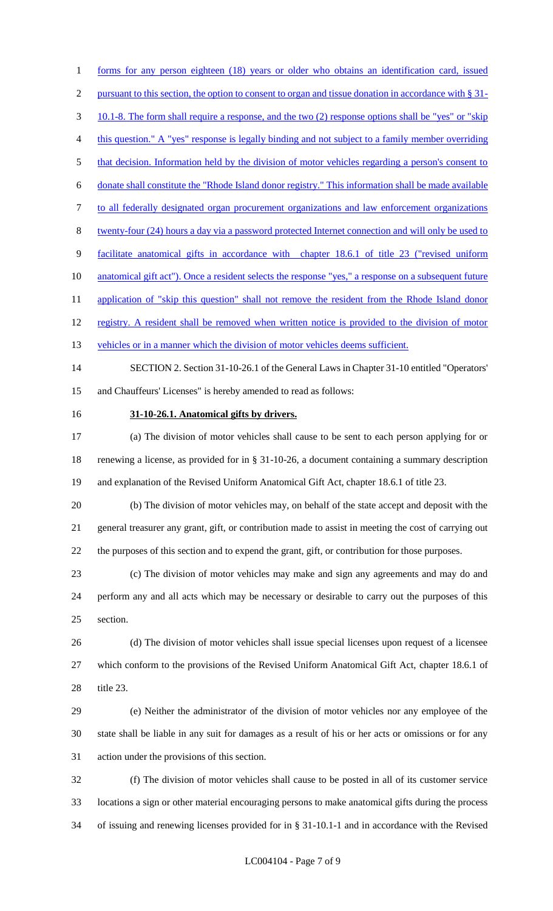forms for any person eighteen (18) years or older who obtains an identification card, issued pursuant to this section, the option to consent to organ and tissue donation in accordance with § 31-10.1-8. The form shall require a response, and the two (2) response options shall be "yes" or "skip this question." A "yes" response is legally binding and not subject to a family member overriding that decision. Information held by the division of motor vehicles regarding a person's consent to donate shall constitute the "Rhode Island donor registry." This information shall be made available to all federally designated organ procurement organizations and law enforcement organizations twenty-four (24) hours a day via a password protected Internet connection and will only be used to facilitate anatomical gifts in accordance with chapter 18.6.1 of title 23 ("revised uniform anatomical gift act"). Once a resident selects the response "yes," a response on a subsequent future application of "skip this question" shall not remove the resident from the Rhode Island donor registry. A resident shall be removed when written notice is provided to the division of motor vehicles or in a manner which the division of motor vehicles deems sufficient.

SECTION 2. Section 31-10-26.1 of the General Laws in Chapter 31-10 entitled "Operators' and Chauffeurs' Licenses" is hereby amended to read as follows:

**31-10-26.1. Anatomical gifts by drivers.**

(a) The division of motor vehicles shall cause to be sent to each person applying for or renewing a license, as provided for in § 31-10-26, a document containing a summary description and explanation of the Revised Uniform Anatomical Gift Act, chapter 18.6.1 of title 23.

(b) The division of motor vehicles may, on behalf of the state accept and deposit with the general treasurer any grant, gift, or contribution made to assist in meeting the cost of carrying out the purposes of this section and to expend the grant, gift, or contribution for those purposes.

(c) The division of motor vehicles may make and sign any agreements and may do and perform any and all acts which may be necessary or desirable to carry out the purposes of this section.

(d) The division of motor vehicles shall issue special licenses upon request of a licensee which conform to the provisions of the Revised Uniform Anatomical Gift Act, chapter 18.6.1 of title 23.

(e) Neither the administrator of the division of motor vehicles nor any employee of the state shall be liable in any suit for damages as a result of his or her acts or omissions or for any action under the provisions of this section.

(f) The division of motor vehicles shall cause to be posted in all of its customer service locations a sign or other material encouraging persons to make anatomical gifts during the process of issuing and renewing licenses provided for in § 31-10.1-1 and in accordance with the Revised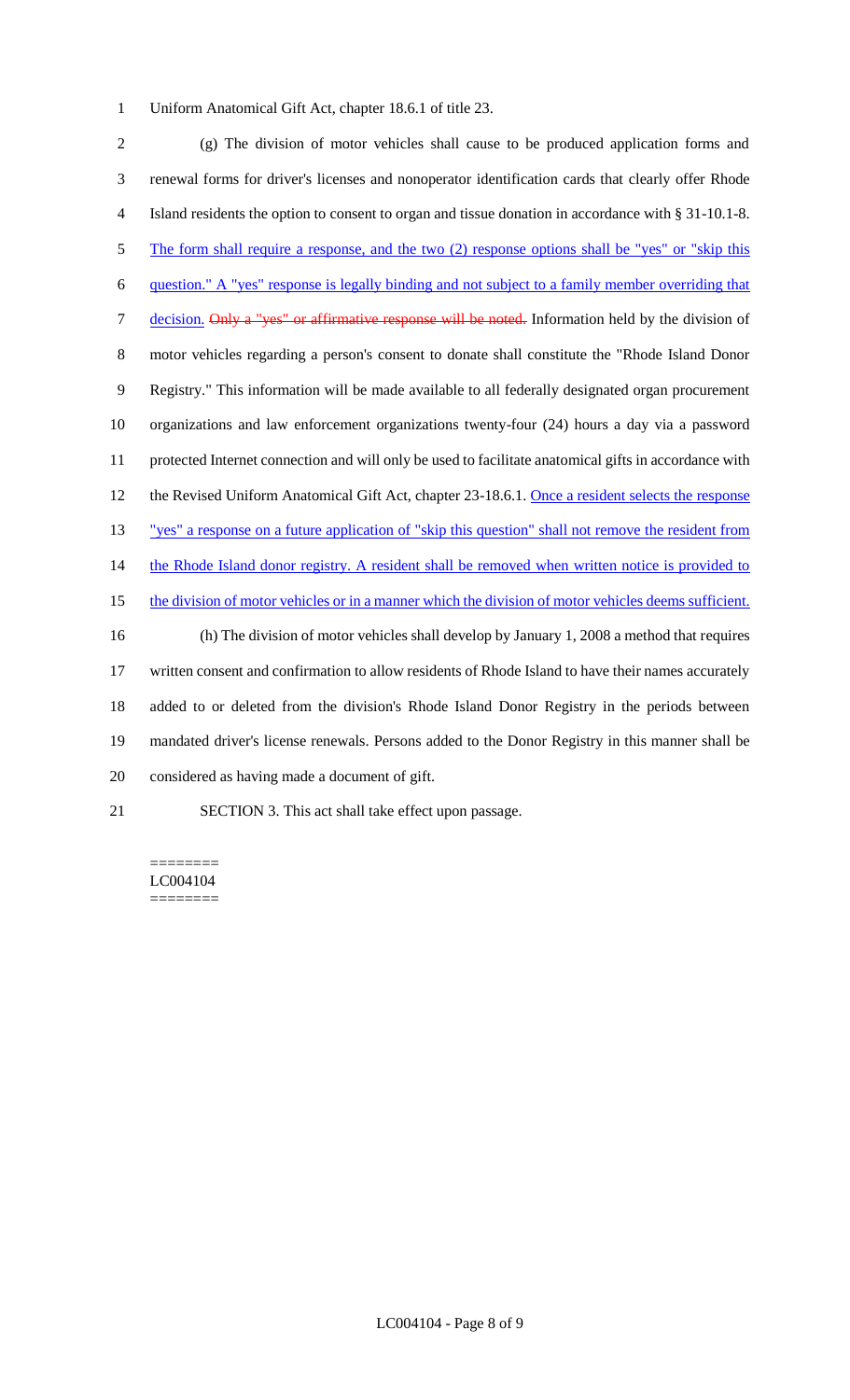Uniform Anatomical Gift Act, chapter 18.6.1 of title 23.

(g) The division of motor vehicles shall cause to be produced application forms and renewal forms for driver's licenses and nonoperator identification cards that clearly offer Rhode Island residents the option to consent to organ and tissue donation in accordance with § 31-10.1-8. The form shall require a response, and the two (2) response options shall be "yes" or "skip this question." A "yes" response is legally binding and not subject to a family member overriding that decision. ~~Only a "yes" or affirmative response will be noted.~~ Information held by the division of motor vehicles regarding a person's consent to donate shall constitute the "Rhode Island Donor Registry." This information will be made available to all federally designated organ procurement organizations and law enforcement organizations twenty-four (24) hours a day via a password protected Internet connection and will only be used to facilitate anatomical gifts in accordance with the Revised Uniform Anatomical Gift Act, chapter 23-18.6.1. Once a resident selects the response "yes" a response on a future application of "skip this question" shall not remove the resident from the Rhode Island donor registry. A resident shall be removed when written notice is provided to the division of motor vehicles or in a manner which the division of motor vehicles deems sufficient.

(h) The division of motor vehicles shall develop by January 1, 2008 a method that requires written consent and confirmation to allow residents of Rhode Island to have their names accurately added to or deleted from the division's Rhode Island Donor Registry in the periods between mandated driver's license renewals. Persons added to the Donor Registry in this manner shall be considered as having made a document of gift.

SECTION 3. This act shall take effect upon passage.

========
LC004104
========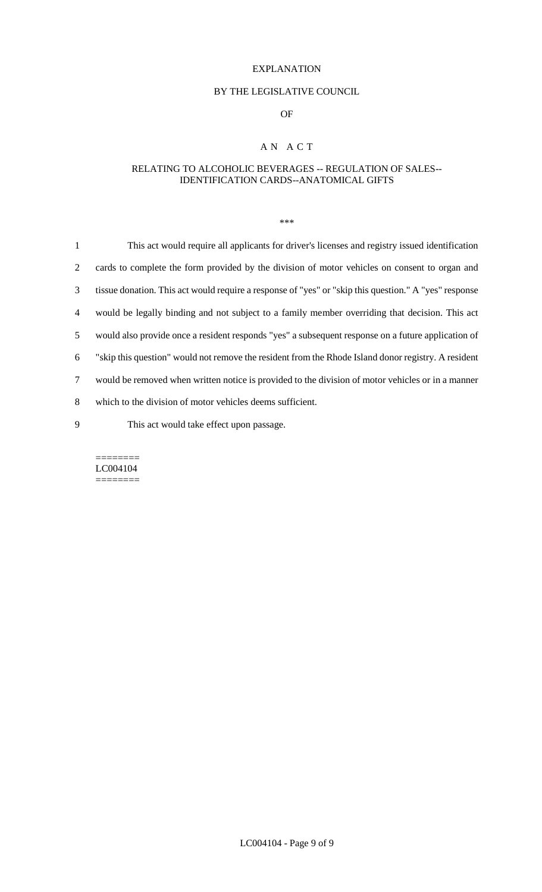EXPLANATION

BY THE LEGISLATIVE COUNCIL

OF

A N A C T

RELATING TO ALCOHOLIC BEVERAGES -- REGULATION OF SALES--IDENTIFICATION CARDS--ANATOMICAL GIFTS

\*\*\*

This act would require all applicants for driver's licenses and registry issued identification cards to complete the form provided by the division of motor vehicles on consent to organ and tissue donation. This act would require a response of "yes" or "skip this question." A "yes" response would be legally binding and not subject to a family member overriding that decision. This act would also provide once a resident responds "yes" a subsequent response on a future application of "skip this question" would not remove the resident from the Rhode Island donor registry. A resident would be removed when written notice is provided to the division of motor vehicles or in a manner which to the division of motor vehicles deems sufficient.

This act would take effect upon passage.

========
LC004104
========